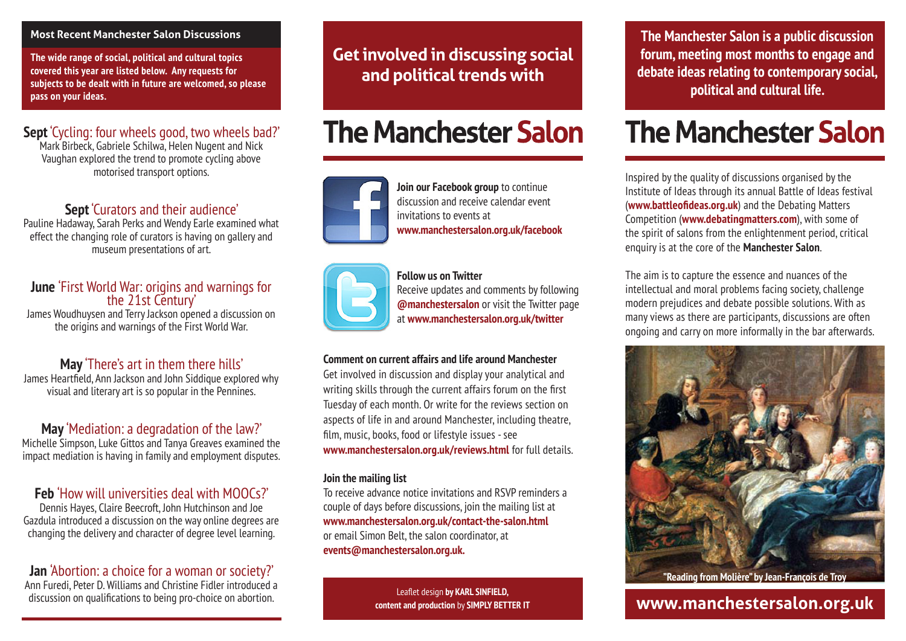## Most Recent Manchester Salon Discussions

**The wide range of social, political and cultural topics covered this year are listed below. Any requests for subjects to be dealt with in future are welcomed, so please pass on your ideas.**

**Sept** 'Cycling: four wheels good, two wheels bad?'
Mark Birbeck, Gabriele Schilwa, Helen Nugent and Nick Vaughan explored the trend to promote cycling above motorised transport options.

**Sept** 'Curators and their audience'
Pauline Hadaway, Sarah Perks and Wendy Earle examined what effect the changing role of curators is having on gallery and museum presentations of art.

**June** 'First World War: origins and warnings for the 21st Century'
James Woudhuysen and Terry Jackson opened a discussion on the origins and warnings of the First World War.

**May** 'There's art in them there hills'
James Heartfield, Ann Jackson and John Siddique explored why visual and literary art is so popular in the Pennines.

**May** 'Mediation: a degradation of the law?'
Michelle Simpson, Luke Gittos and Tanya Greaves examined the impact mediation is having in family and employment disputes.

**Feb** 'How will universities deal with MOOCs?'
Dennis Hayes, Claire Beecroft, John Hutchinson and Joe Gazdula introduced a discussion on the way online degrees are changing the delivery and character of degree level learning.

**Jan** 'Abortion: a choice for a woman or society?'
Ann Furedi, Peter D. Williams and Christine Fidler introduced a discussion on qualifications to being pro-choice on abortion.

## Get involved in discussing social and political trends with

# The Manchester Salon

**Join our Facebook group** to continue discussion and receive calendar event invitations to events at **www.manchestersalon.org.uk/facebook**

**Follow us on Twitter**
Receive updates and comments by following **@manchestersalon** or visit the Twitter page at **www.manchestersalon.org.uk/twitter**

**Comment on current affairs and life around Manchester**
Get involved in discussion and display your analytical and writing skills through the current affairs forum on the first Tuesday of each month. Or write for the reviews section on aspects of life in and around Manchester, including theatre, film, music, books, food or lifestyle issues - see **www.manchestersalon.org.uk/reviews.html** for full details.

**Join the mailing list**
To receive advance notice invitations and RSVP reminders a couple of days before discussions, join the mailing list at **www.manchestersalon.org.uk/contact-the-salon.html** or email Simon Belt, the salon coordinator, at **events@manchestersalon.org.uk.**

Leaflet design **by KARL SINFIELD, content and production** by **SIMPLY BETTER IT**

## The Manchester Salon is a public discussion forum, meeting most months to engage and debate ideas relating to contemporary social, political and cultural life.

# The Manchester Salon

Inspired by the quality of discussions organised by the Institute of Ideas through its annual Battle of Ideas festival (**www.battleofideas.org.uk**) and the Debating Matters Competition (**www.debatingmatters.com**), with some of the spirit of salons from the enlightenment period, critical enquiry is at the core of the **Manchester Salon**.

The aim is to capture the essence and nuances of the intellectual and moral problems facing society, challenge modern prejudices and debate possible solutions. With as many views as there are participants, discussions are often ongoing and carry on more informally in the bar afterwards.

"Reading from Molière" by Jean-François de Troy

**www.manchestersalon.org.uk**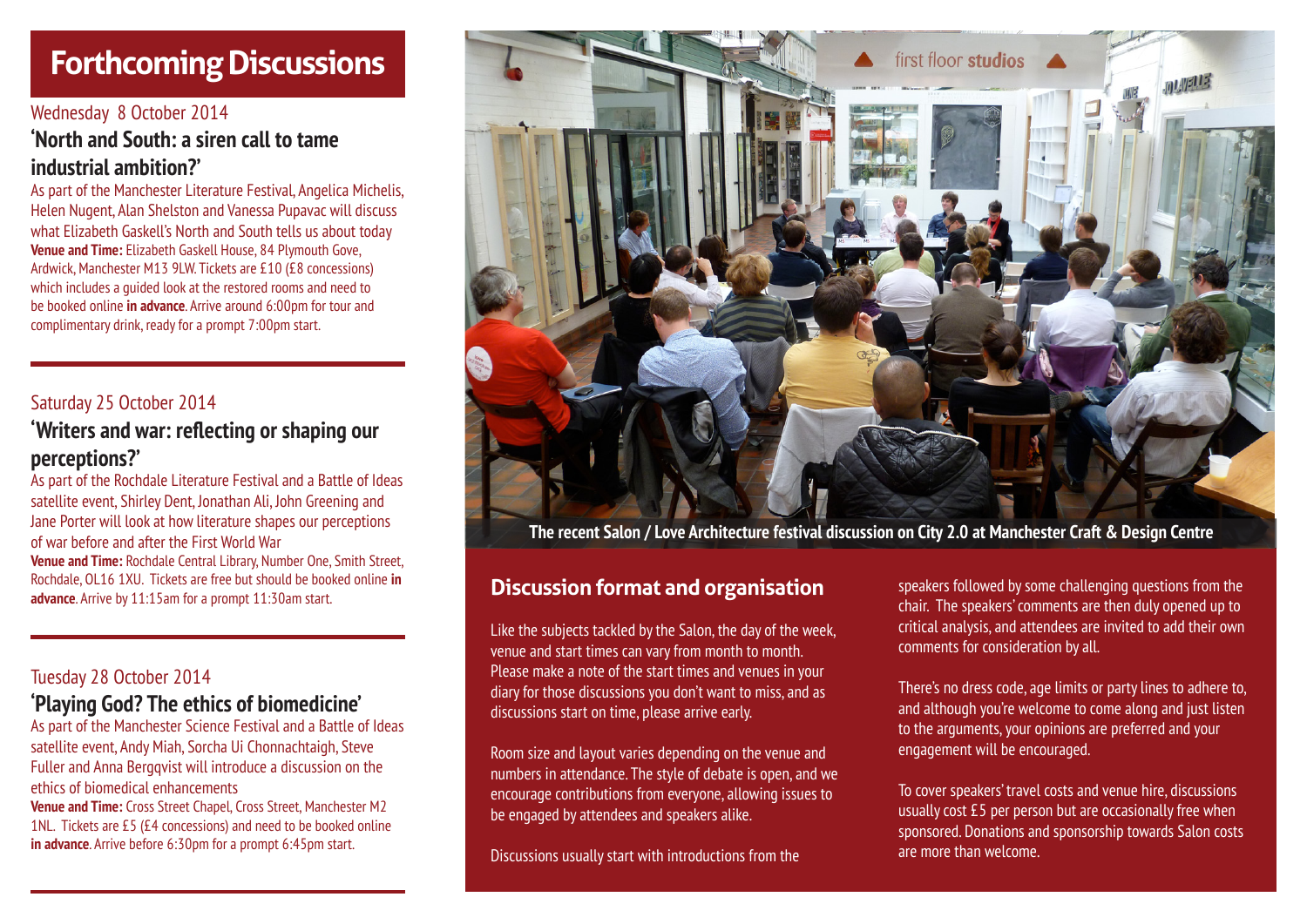# Forthcoming Discussions

Wednesday 8 October 2014

## 'North and South: a siren call to tame industrial ambition?'

As part of the Manchester Literature Festival, Angelica Michelis, Helen Nugent, Alan Shelston and Vanessa Pupavac will discuss what Elizabeth Gaskell's North and South tells us about today

**Venue and Time:** Elizabeth Gaskell House, 84 Plymouth Gove, Ardwick, Manchester M13 9LW. Tickets are £10 (£8 concessions) which includes a guided look at the restored rooms and need to be booked online **in advance**. Arrive around 6:00pm for tour and complimentary drink, ready for a prompt 7:00pm start.

Saturday 25 October 2014

## 'Writers and war: reflecting or shaping our perceptions?'

As part of the Rochdale Literature Festival and a Battle of Ideas satellite event, Shirley Dent, Jonathan Ali, John Greening and Jane Porter will look at how literature shapes our perceptions of war before and after the First World War

**Venue and Time:** Rochdale Central Library, Number One, Smith Street, Rochdale, OL16 1XU. Tickets are free but should be booked online **in advance**. Arrive by 11:15am for a prompt 11:30am start.

Tuesday 28 October 2014

## 'Playing God? The ethics of biomedicine'

As part of the Manchester Science Festival and a Battle of Ideas satellite event, Andy Miah, Sorcha Ui Chonnachtaigh, Steve Fuller and Anna Bergqvist will introduce a discussion on the ethics of biomedical enhancements

**Venue and Time:** Cross Street Chapel, Cross Street, Manchester M2 1NL. Tickets are £5 (£4 concessions) and need to be booked online **in advance**. Arrive before 6:30pm for a prompt 6:45pm start.

**The recent Salon / Love Architecture festival discussion on City 2.0 at Manchester Craft & Design Centre**

## Discussion format and organisation

Like the subjects tackled by the Salon, the day of the week, venue and start times can vary from month to month. Please make a note of the start times and venues in your diary for those discussions you don't want to miss, and as discussions start on time, please arrive early.

Room size and layout varies depending on the venue and numbers in attendance. The style of debate is open, and we encourage contributions from everyone, allowing issues to be engaged by attendees and speakers alike.

Discussions usually start with introductions from the speakers followed by some challenging questions from the chair. The speakers' comments are then duly opened up to critical analysis, and attendees are invited to add their own comments for consideration by all.

There's no dress code, age limits or party lines to adhere to, and although you're welcome to come along and just listen to the arguments, your opinions are preferred and your engagement will be encouraged.

To cover speakers' travel costs and venue hire, discussions usually cost £5 per person but are occasionally free when sponsored. Donations and sponsorship towards Salon costs are more than welcome.